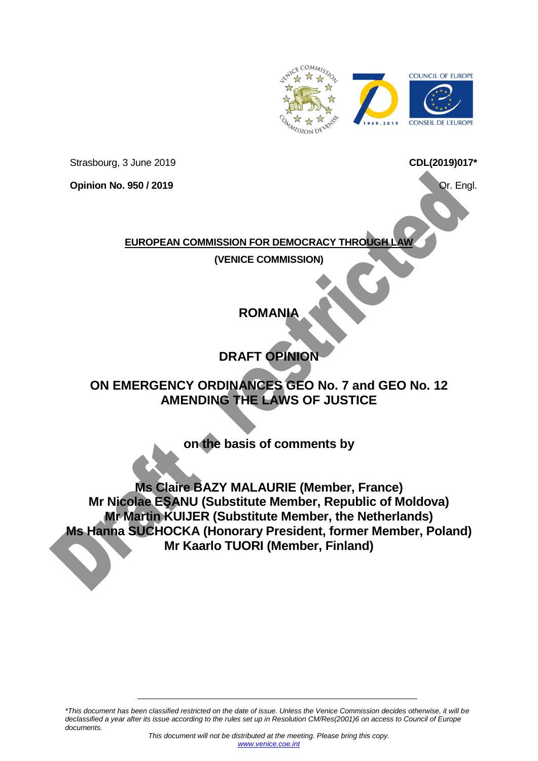Strasbourg, 3 June 2019

**CDL(2019)017***

**Opinion No. 950 / 2019**

Or. Engl.

**EUROPEAN COMMISSION FOR DEMOCRACY THROUGH LAW**

**(VENICE COMMISSION)**

# ROMANIA

# DRAFT OPINION

# ON EMERGENCY ORDINANCES GEO No. 7 and GEO No. 12 AMENDING THE LAWS OF JUSTICE

**on the basis of comments by**

**Ms Claire BAZY MALAURIE (Member, France)**
**Mr Nicolae EŞANU (Substitute Member, Republic of Moldova)**
**Mr Martin KUIJER (Substitute Member, the Netherlands)**
**Ms Hanna SUCHOCKA (Honorary President, former Member, Poland)**
**Mr Kaarlo TUORI (Member, Finland)**

*\*This document has been classified restricted on the date of issue. Unless the Venice Commission decides otherwise, it will be declassified a year after its issue according to the rules set up in Resolution CM/Res(2001)6 on access to Council of Europe documents.*

*This document will not be distributed at the meeting. Please bring this copy.*
*www.venice.coe.int*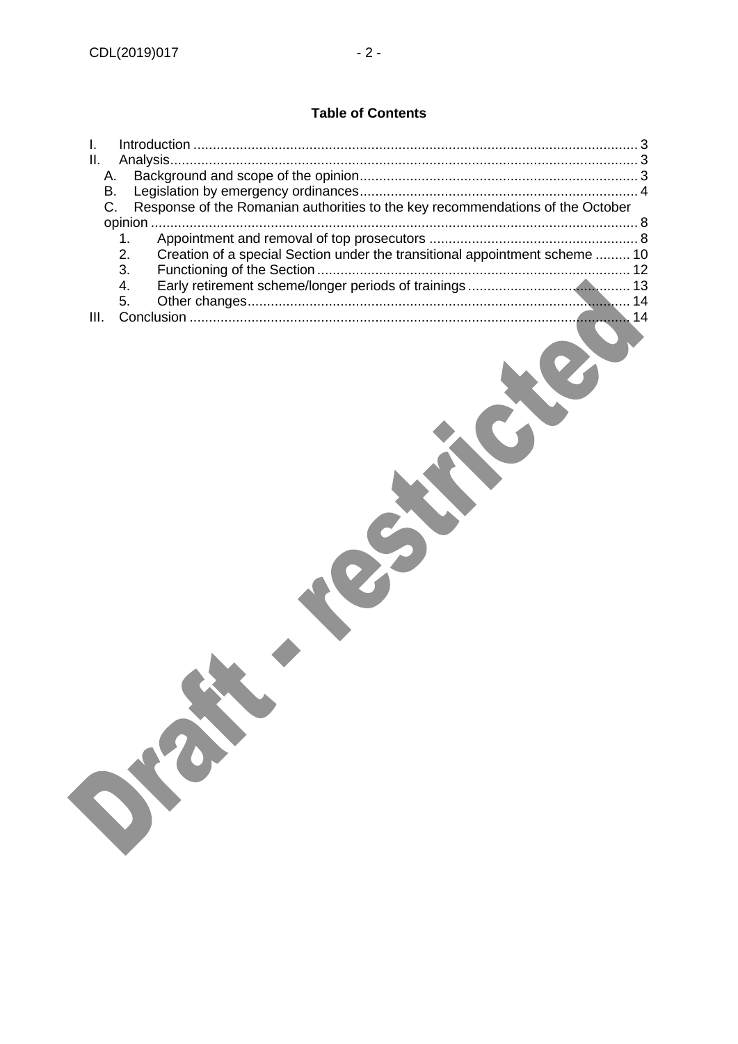**Table of Contents**

I. Introduction .................................................................................................................. 3
II. Analysis........................................................................................................................ 3
  A. Background and scope of the opinion........................................................................ 3
  B. Legislation by emergency ordinances........................................................................ 4
  C. Response of the Romanian authorities to the key recommendations of the October opinion ............................................................................................................................ 8
    1. Appointment and removal of top prosecutors ...................................................... 8
    2. Creation of a special Section under the transitional appointment scheme ......... 10
    3. Functioning of the Section ................................................................................ 12
    4. Early retirement scheme/longer periods of trainings .......................................... 13
    5. Other changes.................................................................................................... 14
III. Conclusion ................................................................................................................... 14

Draft - restricted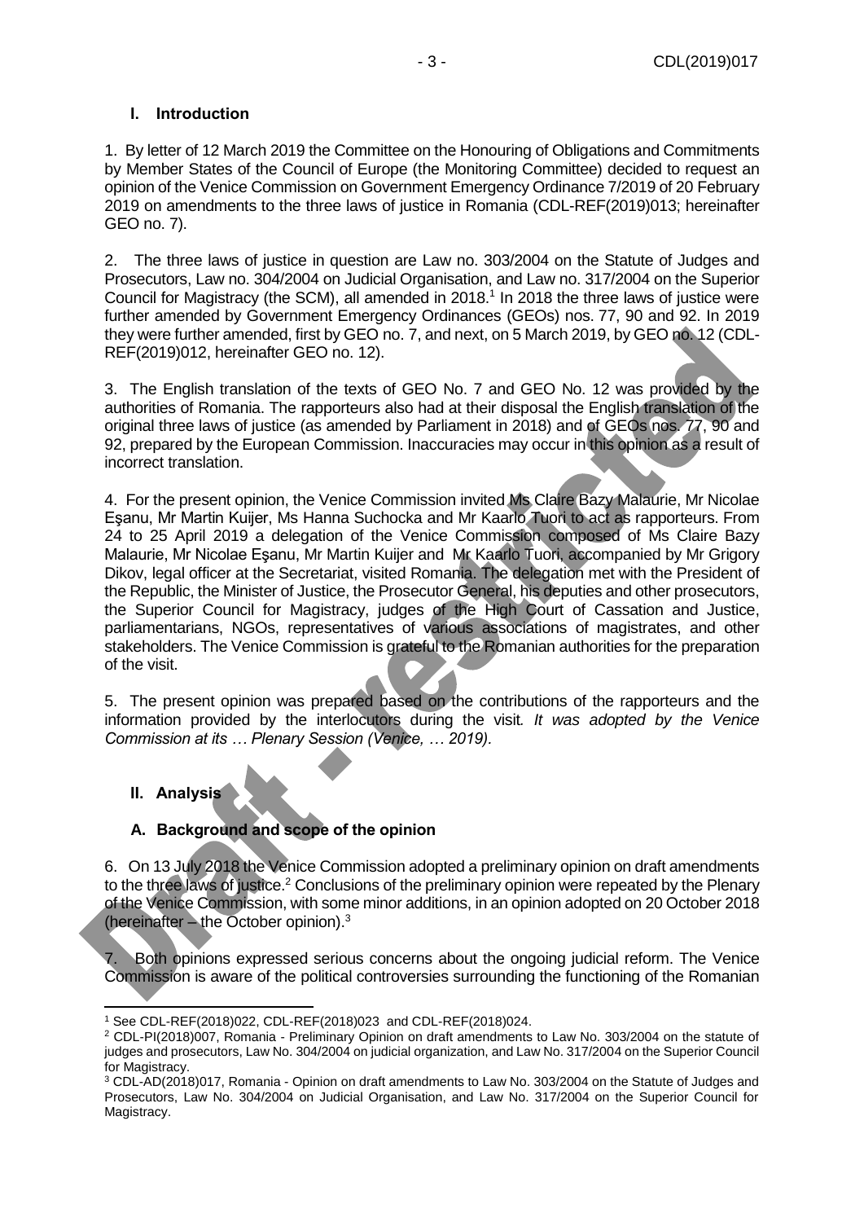## I. Introduction

1. By letter of 12 March 2019 the Committee on the Honouring of Obligations and Commitments by Member States of the Council of Europe (the Monitoring Committee) decided to request an opinion of the Venice Commission on Government Emergency Ordinance 7/2019 of 20 February 2019 on amendments to the three laws of justice in Romania (CDL-REF(2019)013; hereinafter GEO no. 7).

2. The three laws of justice in question are Law no. 303/2004 on the Statute of Judges and Prosecutors, Law no. 304/2004 on Judicial Organisation, and Law no. 317/2004 on the Superior Council for Magistracy (the SCM), all amended in 2018.[1] In 2018 the three laws of justice were further amended by Government Emergency Ordinances (GEOs) nos. 77, 90 and 92. In 2019 they were further amended, first by GEO no. 7, and next, on 5 March 2019, by GEO no. 12 (CDL-REF(2019)012, hereinafter GEO no. 12).

3. The English translation of the texts of GEO No. 7 and GEO No. 12 was provided by the authorities of Romania. The rapporteurs also had at their disposal the English translation of the original three laws of justice (as amended by Parliament in 2018) and of GEOs nos. 77, 90 and 92, prepared by the European Commission. Inaccuracies may occur in this opinion as a result of incorrect translation.

4. For the present opinion, the Venice Commission invited Ms Claire Bazy Malaurie, Mr Nicolae Eşanu, Mr Martin Kuijer, Ms Hanna Suchocka and Mr Kaarlo Tuori to act as rapporteurs. From 24 to 25 April 2019 a delegation of the Venice Commission composed of Ms Claire Bazy Malaurie, Mr Nicolae Eşanu, Mr Martin Kuijer and Mr Kaarlo Tuori, accompanied by Mr Grigory Dikov, legal officer at the Secretariat, visited Romania. The delegation met with the President of the Republic, the Minister of Justice, the Prosecutor General, his deputies and other prosecutors, the Superior Council for Magistracy, judges of the High Court of Cassation and Justice, parliamentarians, NGOs, representatives of various associations of magistrates, and other stakeholders. The Venice Commission is grateful to the Romanian authorities for the preparation of the visit.

5. The present opinion was prepared based on the contributions of the rapporteurs and the information provided by the interlocutors during the visit. *It was adopted by the Venice Commission at its … Plenary Session (Venice, … 2019).*

## II. Analysis

### A. Background and scope of the opinion

6. On 13 July 2018 the Venice Commission adopted a preliminary opinion on draft amendments to the three laws of justice.[2] Conclusions of the preliminary opinion were repeated by the Plenary of the Venice Commission, with some minor additions, in an opinion adopted on 20 October 2018 (hereinafter – the October opinion).[3]

7. Both opinions expressed serious concerns about the ongoing judicial reform. The Venice Commission is aware of the political controversies surrounding the functioning of the Romanian

---

[1] See CDL-REF(2018)022, CDL-REF(2018)023 and CDL-REF(2018)024.

[2] CDL-PI(2018)007, Romania - Preliminary Opinion on draft amendments to Law No. 303/2004 on the statute of judges and prosecutors, Law No. 304/2004 on judicial organization, and Law No. 317/2004 on the Superior Council for Magistracy.

[3] CDL-AD(2018)017, Romania - Opinion on draft amendments to Law No. 303/2004 on the Statute of Judges and Prosecutors, Law No. 304/2004 on Judicial Organisation, and Law No. 317/2004 on the Superior Council for Magistracy.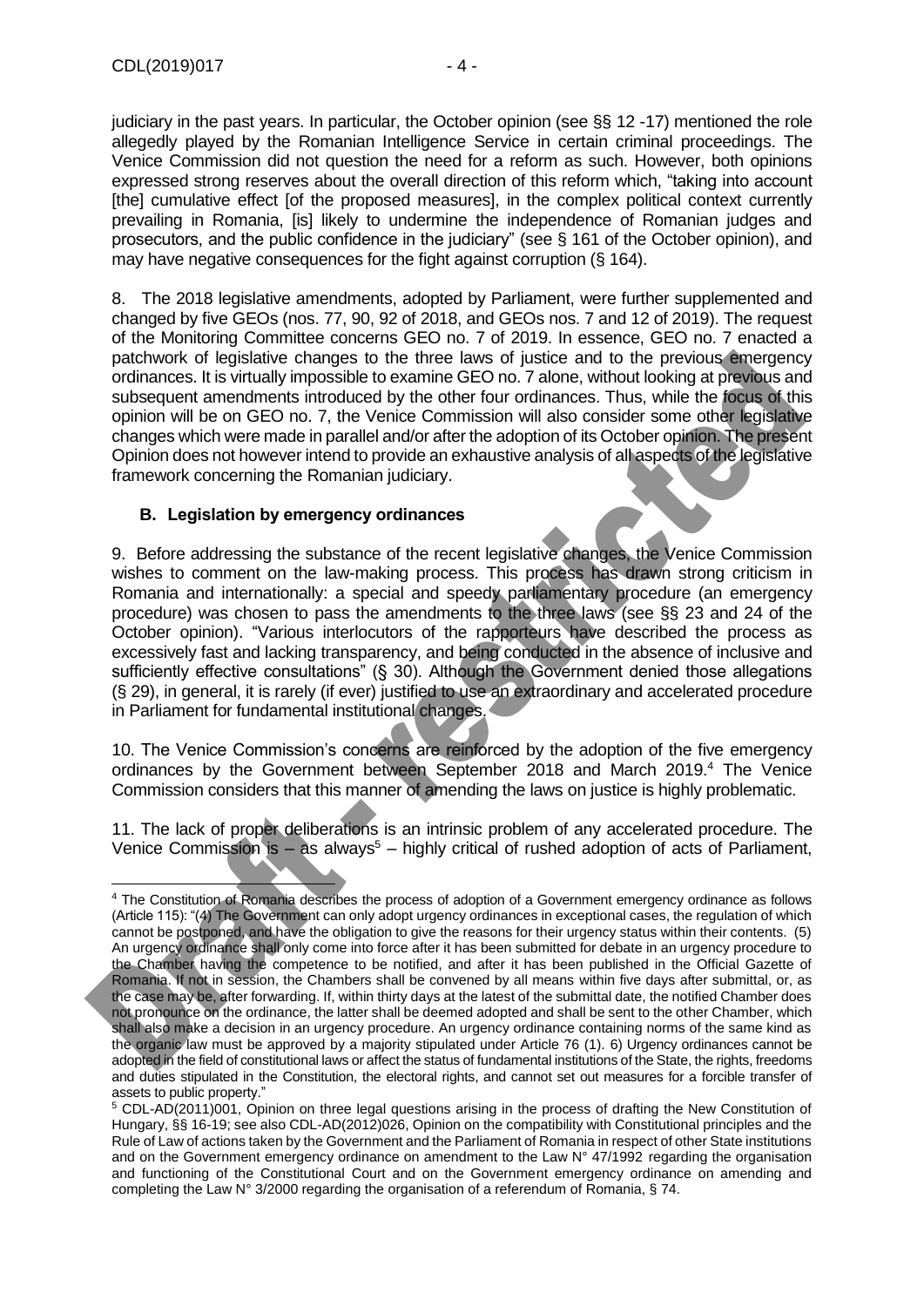judiciary in the past years. In particular, the October opinion (see §§ 12 -17) mentioned the role allegedly played by the Romanian Intelligence Service in certain criminal proceedings. The Venice Commission did not question the need for a reform as such. However, both opinions expressed strong reserves about the overall direction of this reform which, "taking into account [the] cumulative effect [of the proposed measures], in the complex political context currently prevailing in Romania, [is] likely to undermine the independence of Romanian judges and prosecutors, and the public confidence in the judiciary" (see § 161 of the October opinion), and may have negative consequences for the fight against corruption (§ 164).

8. The 2018 legislative amendments, adopted by Parliament, were further supplemented and changed by five GEOs (nos. 77, 90, 92 of 2018, and GEOs nos. 7 and 12 of 2019). The request of the Monitoring Committee concerns GEO no. 7 of 2019. In essence, GEO no. 7 enacted a patchwork of legislative changes to the three laws of justice and to the previous emergency ordinances. It is virtually impossible to examine GEO no. 7 alone, without looking at previous and subsequent amendments introduced by the other four ordinances. Thus, while the focus of this opinion will be on GEO no. 7, the Venice Commission will also consider some other legislative changes which were made in parallel and/or after the adoption of its October opinion. The present Opinion does not however intend to provide an exhaustive analysis of all aspects of the legislative framework concerning the Romanian judiciary.

### B. Legislation by emergency ordinances

9. Before addressing the substance of the recent legislative changes, the Venice Commission wishes to comment on the law-making process. This process has drawn strong criticism in Romania and internationally: a special and speedy parliamentary procedure (an emergency procedure) was chosen to pass the amendments to the three laws (see §§ 23 and 24 of the October opinion). "Various interlocutors of the rapporteurs have described the process as excessively fast and lacking transparency, and being conducted in the absence of inclusive and sufficiently effective consultations" (§ 30). Although the Government denied those allegations (§ 29), in general, it is rarely (if ever) justified to use an extraordinary and accelerated procedure in Parliament for fundamental institutional changes.

10. The Venice Commission's concerns are reinforced by the adoption of the five emergency ordinances by the Government between September 2018 and March 2019.[4] The Venice Commission considers that this manner of amending the laws on justice is highly problematic.

11. The lack of proper deliberations is an intrinsic problem of any accelerated procedure. The Venice Commission is – as always[5] – highly critical of rushed adoption of acts of Parliament,

---

[4] The Constitution of Romania describes the process of adoption of a Government emergency ordinance as follows (Article 115): "(4) The Government can only adopt urgency ordinances in exceptional cases, the regulation of which cannot be postponed, and have the obligation to give the reasons for their urgency status within their contents. (5) An urgency ordinance shall only come into force after it has been submitted for debate in an urgency procedure to the Chamber having the competence to be notified, and after it has been published in the Official Gazette of Romania. If not in session, the Chambers shall be convened by all means within five days after submittal, or, as the case may be, after forwarding. If, within thirty days at the latest of the submittal date, the notified Chamber does not pronounce on the ordinance, the latter shall be deemed adopted and shall be sent to the other Chamber, which shall also make a decision in an urgency procedure. An urgency ordinance containing norms of the same kind as the organic law must be approved by a majority stipulated under Article 76 (1). 6) Urgency ordinances cannot be adopted in the field of constitutional laws or affect the status of fundamental institutions of the State, the rights, freedoms and duties stipulated in the Constitution, the electoral rights, and cannot set out measures for a forcible transfer of assets to public property."

[5] CDL-AD(2011)001, Opinion on three legal questions arising in the process of drafting the New Constitution of Hungary, §§ 16-19; see also CDL-AD(2012)026, Opinion on the compatibility with Constitutional principles and the Rule of Law of actions taken by the Government and the Parliament of Romania in respect of other State institutions and on the Government emergency ordinance on amendment to the Law N° 47/1992 regarding the organisation and functioning of the Constitutional Court and on the Government emergency ordinance on amending and completing the Law N° 3/2000 regarding the organisation of a referendum of Romania, § 74.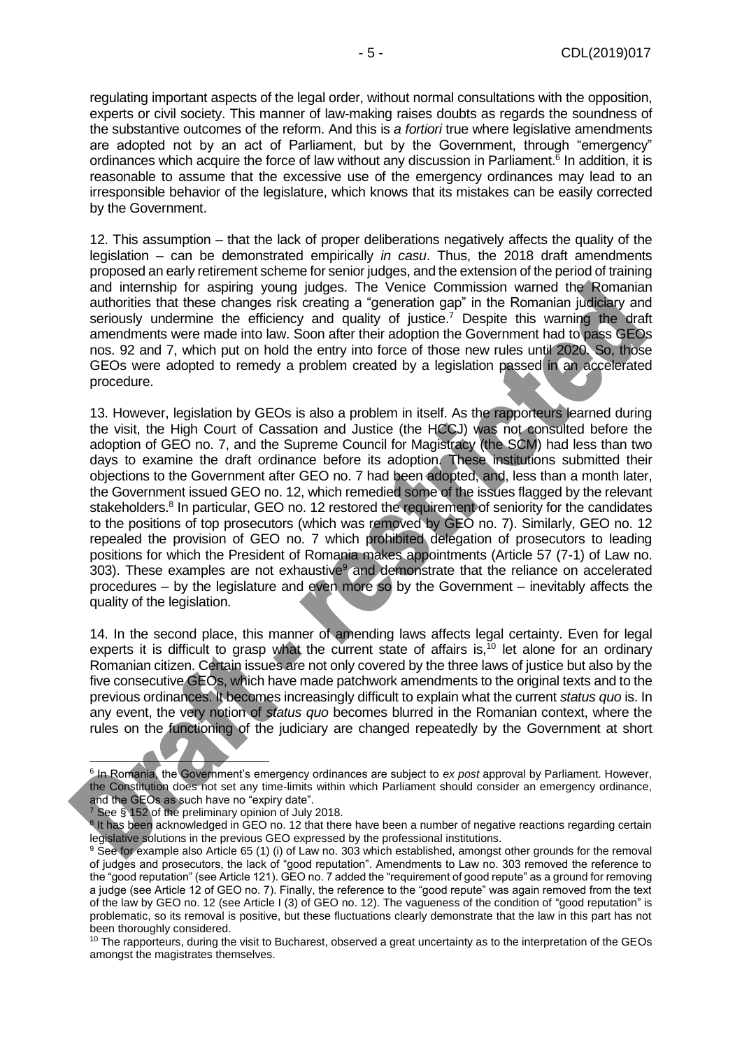regulating important aspects of the legal order, without normal consultations with the opposition, experts or civil society. This manner of law-making raises doubts as regards the soundness of the substantive outcomes of the reform. And this is *a fortiori* true where legislative amendments are adopted not by an act of Parliament, but by the Government, through "emergency" ordinances which acquire the force of law without any discussion in Parliament.[6] In addition, it is reasonable to assume that the excessive use of the emergency ordinances may lead to an irresponsible behavior of the legislature, which knows that its mistakes can be easily corrected by the Government.

12. This assumption – that the lack of proper deliberations negatively affects the quality of the legislation – can be demonstrated empirically *in casu*. Thus, the 2018 draft amendments proposed an early retirement scheme for senior judges, and the extension of the period of training and internship for aspiring young judges. The Venice Commission warned the Romanian authorities that these changes risk creating a "generation gap" in the Romanian judiciary and seriously undermine the efficiency and quality of justice.[7] Despite this warning the draft amendments were made into law. Soon after their adoption the Government had to pass GEOs nos. 92 and 7, which put on hold the entry into force of those new rules until 2020. So, those GEOs were adopted to remedy a problem created by a legislation passed in an accelerated procedure.

13. However, legislation by GEOs is also a problem in itself. As the rapporteurs learned during the visit, the High Court of Cassation and Justice (the HCCJ) was not consulted before the adoption of GEO no. 7, and the Supreme Council for Magistracy (the SCM) had less than two days to examine the draft ordinance before its adoption. These institutions submitted their objections to the Government after GEO no. 7 had been adopted, and, less than a month later, the Government issued GEO no. 12, which remedied some of the issues flagged by the relevant stakeholders.[8] In particular, GEO no. 12 restored the requirement of seniority for the candidates to the positions of top prosecutors (which was removed by GEO no. 7). Similarly, GEO no. 12 repealed the provision of GEO no. 7 which prohibited delegation of prosecutors to leading positions for which the President of Romania makes appointments (Article 57 (7-1) of Law no. 303). These examples are not exhaustive[9] and demonstrate that the reliance on accelerated procedures – by the legislature and even more so by the Government – inevitably affects the quality of the legislation.

14. In the second place, this manner of amending laws affects legal certainty. Even for legal experts it is difficult to grasp what the current state of affairs is,[10] let alone for an ordinary Romanian citizen. Certain issues are not only covered by the three laws of justice but also by the five consecutive GEOs, which have made patchwork amendments to the original texts and to the previous ordinances. It becomes increasingly difficult to explain what the current *status quo* is. In any event, the very notion of *status quo* becomes blurred in the Romanian context, where the rules on the functioning of the judiciary are changed repeatedly by the Government at short

---

[6] In Romania, the Government's emergency ordinances are subject to *ex post* approval by Parliament. However, the Constitution does not set any time-limits within which Parliament should consider an emergency ordinance, and the GEOs as such have no "expiry date".

[7] See § 152 of the preliminary opinion of July 2018.

[8] It has been acknowledged in GEO no. 12 that there have been a number of negative reactions regarding certain legislative solutions in the previous GEO expressed by the professional institutions.

[9] See for example also Article 65 (1) (i) of Law no. 303 which established, amongst other grounds for the removal of judges and prosecutors, the lack of "good reputation". Amendments to Law no. 303 removed the reference to the "good reputation" (see Article 121). GEO no. 7 added the "requirement of good repute" as a ground for removing a judge (see Article 12 of GEO no. 7). Finally, the reference to the "good repute" was again removed from the text of the law by GEO no. 12 (see Article I (3) of GEO no. 12). The vagueness of the condition of "good reputation" is problematic, so its removal is positive, but these fluctuations clearly demonstrate that the law in this part has not been thoroughly considered.

[10] The rapporteurs, during the visit to Bucharest, observed a great uncertainty as to the interpretation of the GEOs amongst the magistrates themselves.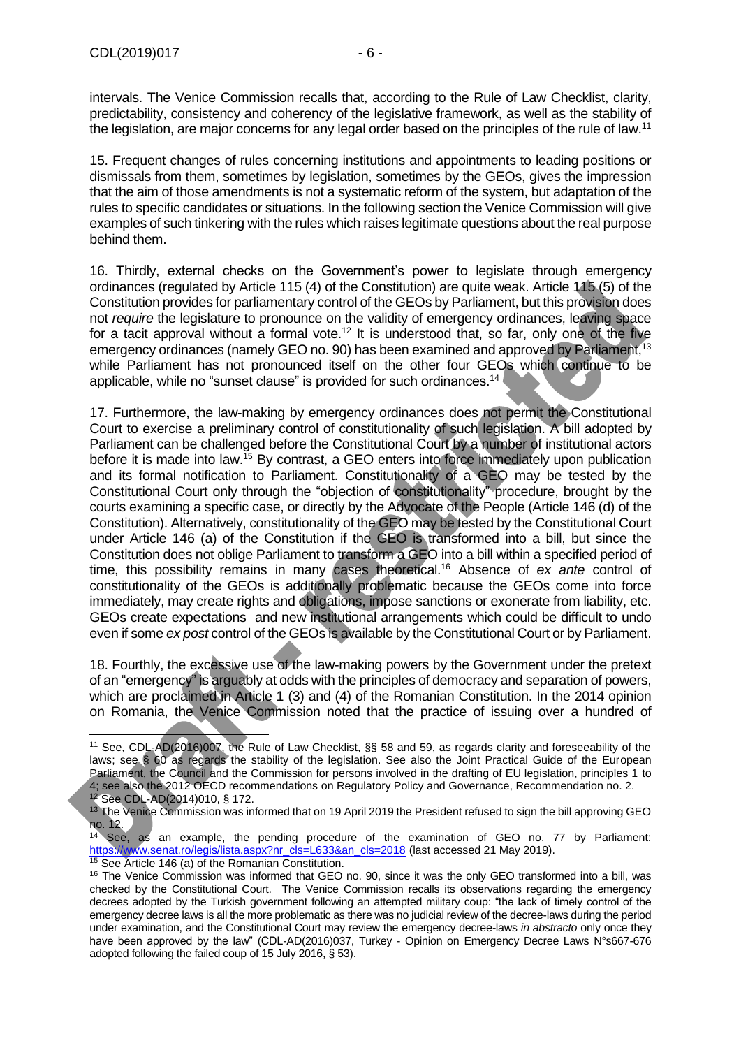intervals. The Venice Commission recalls that, according to the Rule of Law Checklist, clarity, predictability, consistency and coherency of the legislative framework, as well as the stability of the legislation, are major concerns for any legal order based on the principles of the rule of law.[11]

15. Frequent changes of rules concerning institutions and appointments to leading positions or dismissals from them, sometimes by legislation, sometimes by the GEOs, gives the impression that the aim of those amendments is not a systematic reform of the system, but adaptation of the rules to specific candidates or situations. In the following section the Venice Commission will give examples of such tinkering with the rules which raises legitimate questions about the real purpose behind them.

16. Thirdly, external checks on the Government's power to legislate through emergency ordinances (regulated by Article 115 (4) of the Constitution) are quite weak. Article 115 (5) of the Constitution provides for parliamentary control of the GEOs by Parliament, but this provision does not *require* the legislature to pronounce on the validity of emergency ordinances, leaving space for a tacit approval without a formal vote.[12] It is understood that, so far, only one of the five emergency ordinances (namely GEO no. 90) has been examined and approved by Parliament,[13] while Parliament has not pronounced itself on the other four GEOs which continue to be applicable, while no "sunset clause" is provided for such ordinances.[14]

17. Furthermore, the law-making by emergency ordinances does not permit the Constitutional Court to exercise a preliminary control of constitutionality of such legislation. A bill adopted by Parliament can be challenged before the Constitutional Court by a number of institutional actors before it is made into law.[15] By contrast, a GEO enters into force immediately upon publication and its formal notification to Parliament. Constitutionality of a GEO may be tested by the Constitutional Court only through the "objection of constitutionality" procedure, brought by the courts examining a specific case, or directly by the Advocate of the People (Article 146 (d) of the Constitution). Alternatively, constitutionality of the GEO may be tested by the Constitutional Court under Article 146 (a) of the Constitution if the GEO is transformed into a bill, but since the Constitution does not oblige Parliament to transform a GEO into a bill within a specified period of time, this possibility remains in many cases theoretical.[16] Absence of *ex ante* control of constitutionality of the GEOs is additionally problematic because the GEOs come into force immediately, may create rights and obligations, impose sanctions or exonerate from liability, etc. GEOs create expectations and new institutional arrangements which could be difficult to undo even if some *ex post* control of the GEOs is available by the Constitutional Court or by Parliament.

18. Fourthly, the excessive use of the law-making powers by the Government under the pretext of an "emergency" is arguably at odds with the principles of democracy and separation of powers, which are proclaimed in Article 1 (3) and (4) of the Romanian Constitution. In the 2014 opinion on Romania, the Venice Commission noted that the practice of issuing over a hundred of

---

[11] See, CDL-AD(2016)007, the Rule of Law Checklist, §§ 58 and 59, as regards clarity and foreseeability of the laws; see § 60 as regards the stability of the legislation. See also the Joint Practical Guide of the European Parliament, the Council and the Commission for persons involved in the drafting of EU legislation, principles 1 to 4; see also the 2012 OECD recommendations on Regulatory Policy and Governance, Recommendation no. 2.

[12] See CDL-AD(2014)010, § 172.

[13] The Venice Commission was informed that on 19 April 2019 the President refused to sign the bill approving GEO no. 12.

[14] See, as an example, the pending procedure of the examination of GEO no. 77 by Parliament: https://www.senat.ro/legis/lista.aspx?nr_cls=L633&an_cls=2018 (last accessed 21 May 2019).

[15] See Article 146 (a) of the Romanian Constitution.

[16] The Venice Commission was informed that GEO no. 90, since it was the only GEO transformed into a bill, was checked by the Constitutional Court. The Venice Commission recalls its observations regarding the emergency decrees adopted by the Turkish government following an attempted military coup: "the lack of timely control of the emergency decree laws is all the more problematic as there was no judicial review of the decree-laws during the period under examination, and the Constitutional Court may review the emergency decree-laws *in abstracto* only once they have been approved by the law" (CDL-AD(2016)037, Turkey - Opinion on Emergency Decree Laws N°s667-676 adopted following the failed coup of 15 July 2016, § 53).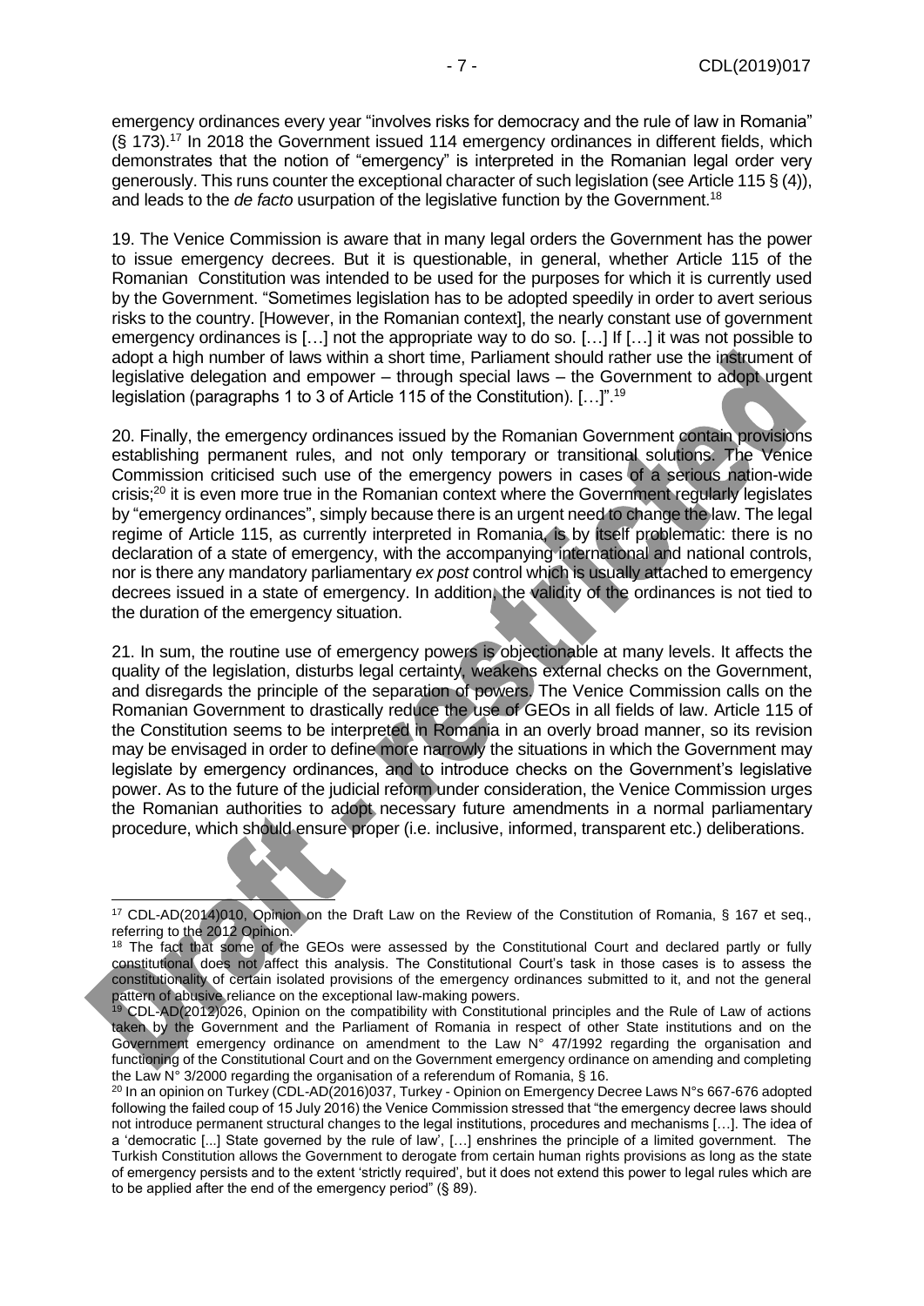emergency ordinances every year "involves risks for democracy and the rule of law in Romania" (§ 173).[17] In 2018 the Government issued 114 emergency ordinances in different fields, which demonstrates that the notion of "emergency" is interpreted in the Romanian legal order very generously. This runs counter the exceptional character of such legislation (see Article 115 § (4)), and leads to the *de facto* usurpation of the legislative function by the Government.[18]

19. The Venice Commission is aware that in many legal orders the Government has the power to issue emergency decrees. But it is questionable, in general, whether Article 115 of the Romanian Constitution was intended to be used for the purposes for which it is currently used by the Government. "Sometimes legislation has to be adopted speedily in order to avert serious risks to the country. [However, in the Romanian context], the nearly constant use of government emergency ordinances is […] not the appropriate way to do so. […] If […] it was not possible to adopt a high number of laws within a short time, Parliament should rather use the instrument of legislative delegation and empower – through special laws – the Government to adopt urgent legislation (paragraphs 1 to 3 of Article 115 of the Constitution). […]".[19]

20. Finally, the emergency ordinances issued by the Romanian Government contain provisions establishing permanent rules, and not only temporary or transitional solutions. The Venice Commission criticised such use of the emergency powers in cases of a serious nation-wide crisis;[20] it is even more true in the Romanian context where the Government regularly legislates by "emergency ordinances", simply because there is an urgent need to change the law. The legal regime of Article 115, as currently interpreted in Romania, is by itself problematic: there is no declaration of a state of emergency, with the accompanying international and national controls, nor is there any mandatory parliamentary *ex post* control which is usually attached to emergency decrees issued in a state of emergency. In addition, the validity of the ordinances is not tied to the duration of the emergency situation.

21. In sum, the routine use of emergency powers is objectionable at many levels. It affects the quality of the legislation, disturbs legal certainty, weakens external checks on the Government, and disregards the principle of the separation of powers. The Venice Commission calls on the Romanian Government to drastically reduce the use of GEOs in all fields of law. Article 115 of the Constitution seems to be interpreted in Romania in an overly broad manner, so its revision may be envisaged in order to define more narrowly the situations in which the Government may legislate by emergency ordinances, and to introduce checks on the Government's legislative power. As to the future of the judicial reform under consideration, the Venice Commission urges the Romanian authorities to adopt necessary future amendments in a normal parliamentary procedure, which should ensure proper (i.e. inclusive, informed, transparent etc.) deliberations.

---

[17] CDL-AD(2014)010, Opinion on the Draft Law on the Review of the Constitution of Romania, § 167 et seq., referring to the 2012 Opinion.

[18] The fact that some of the GEOs were assessed by the Constitutional Court and declared partly or fully constitutional does not affect this analysis. The Constitutional Court's task in those cases is to assess the constitutionality of certain isolated provisions of the emergency ordinances submitted to it, and not the general pattern of abusive reliance on the exceptional law-making powers.

[19] CDL-AD(2012)026, Opinion on the compatibility with Constitutional principles and the Rule of Law of actions taken by the Government and the Parliament of Romania in respect of other State institutions and on the Government emergency ordinance on amendment to the Law N° 47/1992 regarding the organisation and functioning of the Constitutional Court and on the Government emergency ordinance on amending and completing the Law N° 3/2000 regarding the organisation of a referendum of Romania, § 16.

[20] In an opinion on Turkey (CDL-AD(2016)037, Turkey - Opinion on Emergency Decree Laws N°s 667-676 adopted following the failed coup of 15 July 2016) the Venice Commission stressed that "the emergency decree laws should not introduce permanent structural changes to the legal institutions, procedures and mechanisms […]. The idea of a 'democratic [...] State governed by the rule of law', […] enshrines the principle of a limited government. The Turkish Constitution allows the Government to derogate from certain human rights provisions as long as the state of emergency persists and to the extent 'strictly required', but it does not extend this power to legal rules which are to be applied after the end of the emergency period" (§ 89).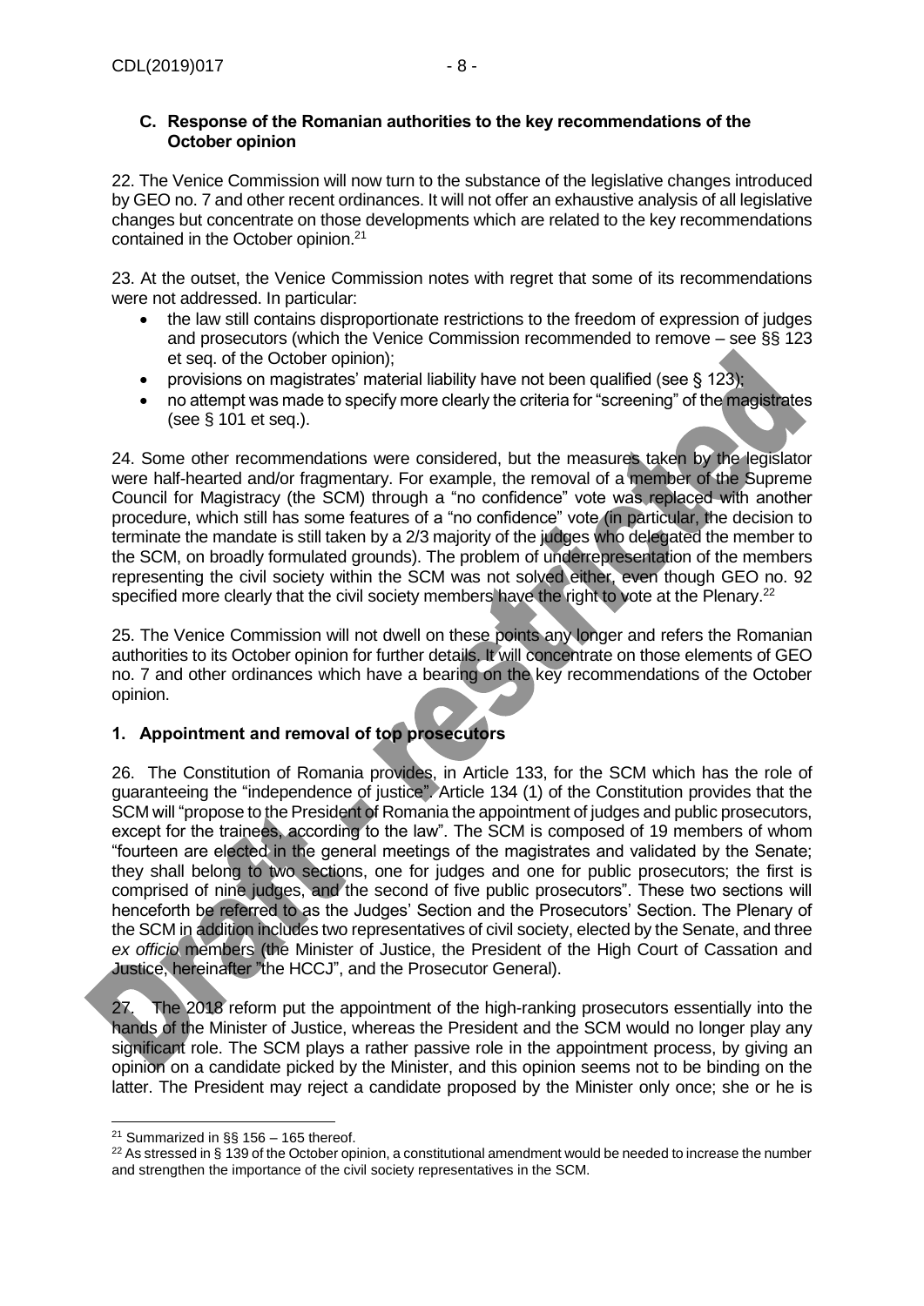### C. Response of the Romanian authorities to the key recommendations of the October opinion

22. The Venice Commission will now turn to the substance of the legislative changes introduced by GEO no. 7 and other recent ordinances. It will not offer an exhaustive analysis of all legislative changes but concentrate on those developments which are related to the key recommendations contained in the October opinion.[21]

23. At the outset, the Venice Commission notes with regret that some of its recommendations were not addressed. In particular:

- the law still contains disproportionate restrictions to the freedom of expression of judges and prosecutors (which the Venice Commission recommended to remove – see §§ 123 et seq. of the October opinion);
- provisions on magistrates' material liability have not been qualified (see § 123);
- no attempt was made to specify more clearly the criteria for "screening" of the magistrates (see § 101 et seq.).

24. Some other recommendations were considered, but the measures taken by the legislator were half-hearted and/or fragmentary. For example, the removal of a member of the Supreme Council for Magistracy (the SCM) through a "no confidence" vote was replaced with another procedure, which still has some features of a "no confidence" vote (in particular, the decision to terminate the mandate is still taken by a 2/3 majority of the judges who delegated the member to the SCM, on broadly formulated grounds). The problem of underrepresentation of the members representing the civil society within the SCM was not solved either, even though GEO no. 92 specified more clearly that the civil society members have the right to vote at the Plenary.[22]

25. The Venice Commission will not dwell on these points any longer and refers the Romanian authorities to its October opinion for further details. It will concentrate on those elements of GEO no. 7 and other ordinances which have a bearing on the key recommendations of the October opinion.

### 1. Appointment and removal of top prosecutors

26. The Constitution of Romania provides, in Article 133, for the SCM which has the role of guaranteeing the "independence of justice". Article 134 (1) of the Constitution provides that the SCM will "propose to the President of Romania the appointment of judges and public prosecutors, except for the trainees, according to the law". The SCM is composed of 19 members of whom "fourteen are elected in the general meetings of the magistrates and validated by the Senate; they shall belong to two sections, one for judges and one for public prosecutors; the first is comprised of nine judges, and the second of five public prosecutors". These two sections will henceforth be referred to as the Judges' Section and the Prosecutors' Section. The Plenary of the SCM in addition includes two representatives of civil society, elected by the Senate, and three *ex officio* members (the Minister of Justice, the President of the High Court of Cassation and Justice, hereinafter "the HCCJ", and the Prosecutor General).

27. The 2018 reform put the appointment of the high-ranking prosecutors essentially into the hands of the Minister of Justice, whereas the President and the SCM would no longer play any significant role. The SCM plays a rather passive role in the appointment process, by giving an opinion on a candidate picked by the Minister, and this opinion seems not to be binding on the latter. The President may reject a candidate proposed by the Minister only once; she or he is

---

[21] Summarized in §§ 156 – 165 thereof.

[22] As stressed in § 139 of the October opinion, a constitutional amendment would be needed to increase the number and strengthen the importance of the civil society representatives in the SCM.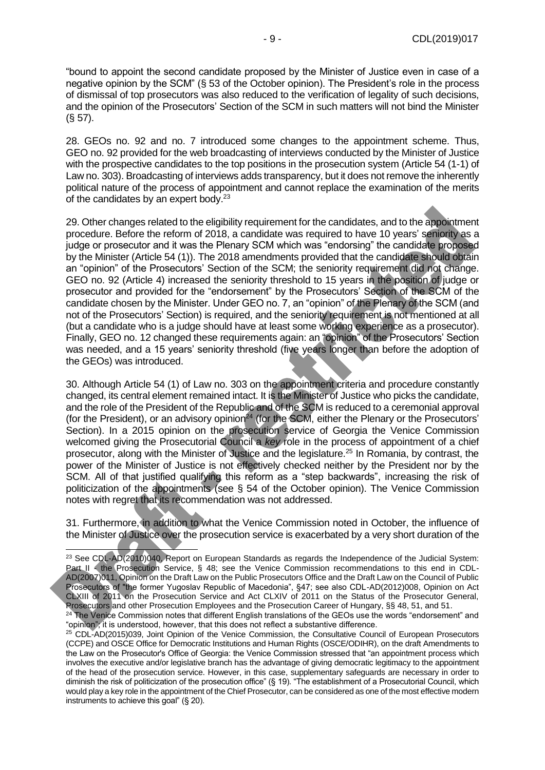"bound to appoint the second candidate proposed by the Minister of Justice even in case of a negative opinion by the SCM" (§ 53 of the October opinion). The President's role in the process of dismissal of top prosecutors was also reduced to the verification of legality of such decisions, and the opinion of the Prosecutors' Section of the SCM in such matters will not bind the Minister (§ 57).

28. GEOs no. 92 and no. 7 introduced some changes to the appointment scheme. Thus, GEO no. 92 provided for the web broadcasting of interviews conducted by the Minister of Justice with the prospective candidates to the top positions in the prosecution system (Article 54 (1-1) of Law no. 303). Broadcasting of interviews adds transparency, but it does not remove the inherently political nature of the process of appointment and cannot replace the examination of the merits of the candidates by an expert body.[23]

29. Other changes related to the eligibility requirement for the candidates, and to the appointment procedure. Before the reform of 2018, a candidate was required to have 10 years' seniority as a judge or prosecutor and it was the Plenary SCM which was "endorsing" the candidate proposed by the Minister (Article 54 (1)). The 2018 amendments provided that the candidate should obtain an "opinion" of the Prosecutors' Section of the SCM; the seniority requirement did not change. GEO no. 92 (Article 4) increased the seniority threshold to 15 years in the position of judge or prosecutor and provided for the "endorsement" by the Prosecutors' Section of the SCM of the candidate chosen by the Minister. Under GEO no. 7, an "opinion" of the Plenary of the SCM (and not of the Prosecutors' Section) is required, and the seniority requirement is not mentioned at all (but a candidate who is a judge should have at least some working experience as a prosecutor). Finally, GEO no. 12 changed these requirements again: an "opinion" of the Prosecutors' Section was needed, and a 15 years' seniority threshold (five years longer than before the adoption of the GEOs) was introduced.

30. Although Article 54 (1) of Law no. 303 on the appointment criteria and procedure constantly changed, its central element remained intact. It is the Minister of Justice who picks the candidate, and the role of the President of the Republic and of the SCM is reduced to a ceremonial approval (for the President), or an advisory opinion[24] (for the SCM, either the Plenary or the Prosecutors' Section). In a 2015 opinion on the prosecution service of Georgia the Venice Commission welcomed giving the Prosecutorial Council a *key* role in the process of appointment of a chief prosecutor, along with the Minister of Justice and the legislature.[25] In Romania, by contrast, the power of the Minister of Justice is not effectively checked neither by the President nor by the SCM. All of that justified qualifying this reform as a "step backwards", increasing the risk of politicization of the appointments (see § 54 of the October opinion). The Venice Commission notes with regret that its recommendation was not addressed.

31. Furthermore, in addition to what the Venice Commission noted in October, the influence of the Minister of Justice over the prosecution service is exacerbated by a very short duration of the

---

[23] See CDL-AD(2010)040, Report on European Standards as regards the Independence of the Judicial System: Part II - the Prosecution Service, § 48; see the Venice Commission recommendations to this end in CDL-AD(2007)011, Opinion on the Draft Law on the Public Prosecutors Office and the Draft Law on the Council of Public Prosecutors of "the former Yugoslav Republic of Macedonia", §47; see also CDL-AD(2012)008, Opinion on Act CLXIII of 2011 on the Prosecution Service and Act CLXIV of 2011 on the Status of the Prosecutor General, Prosecutors and other Prosecution Employees and the Prosecution Career of Hungary, §§ 48, 51, and 51.

[24] The Venice Commission notes that different English translations of the GEOs use the words "endorsement" and "opinion"; it is understood, however, that this does not reflect a substantive difference.

[25] CDL-AD(2015)039, Joint Opinion of the Venice Commission, the Consultative Council of European Prosecutors (CCPE) and OSCE Office for Democratic Institutions and Human Rights (OSCE/ODIHR), on the draft Amendments to the Law on the Prosecutor's Office of Georgia: the Venice Commission stressed that "an appointment process which involves the executive and/or legislative branch has the advantage of giving democratic legitimacy to the appointment of the head of the prosecution service. However, in this case, supplementary safeguards are necessary in order to diminish the risk of politicization of the prosecution office" (§ 19). "The establishment of a Prosecutorial Council, which would play a key role in the appointment of the Chief Prosecutor, can be considered as one of the most effective modern instruments to achieve this goal" (§ 20).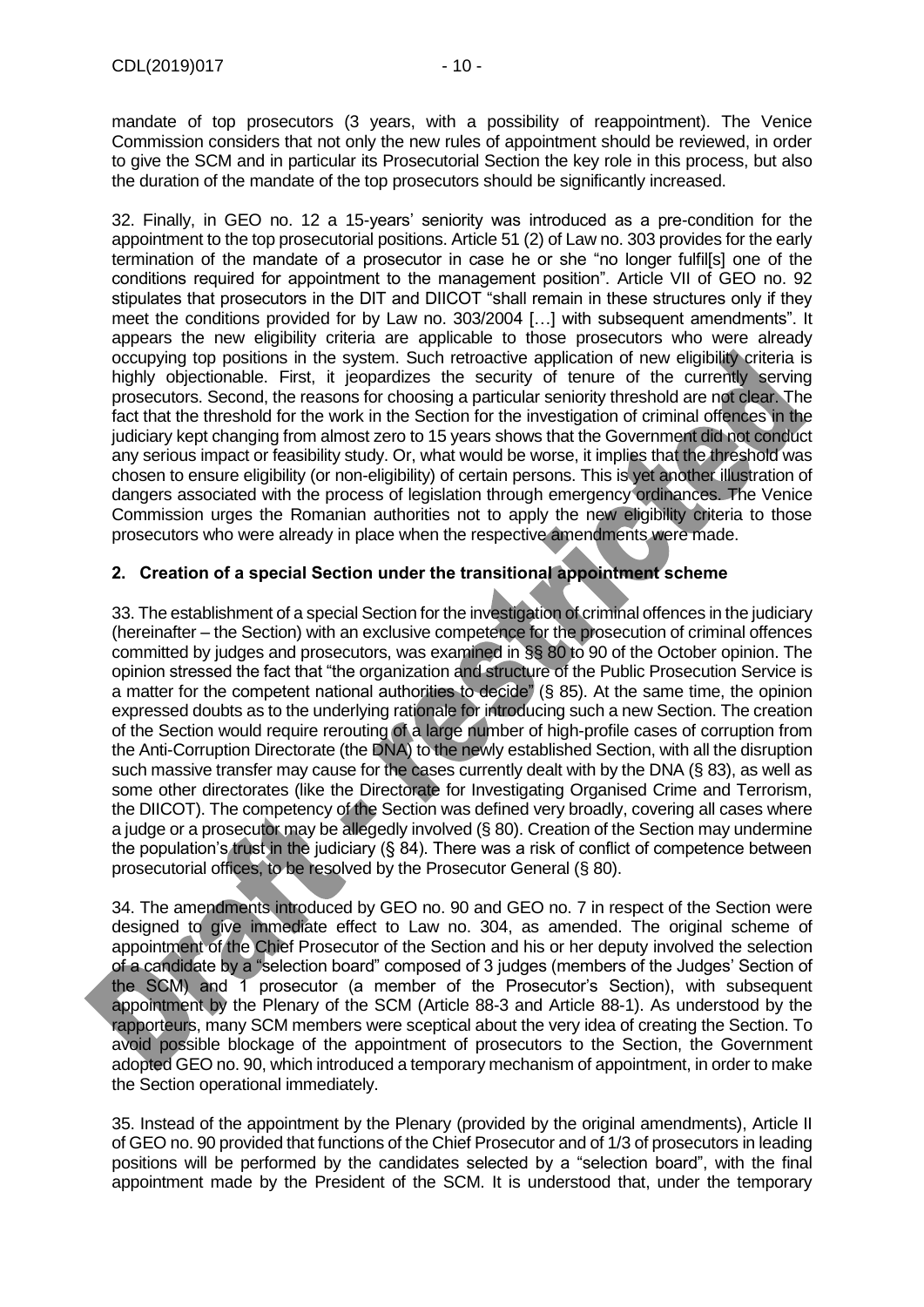mandate of top prosecutors (3 years, with a possibility of reappointment). The Venice Commission considers that not only the new rules of appointment should be reviewed, in order to give the SCM and in particular its Prosecutorial Section the key role in this process, but also the duration of the mandate of the top prosecutors should be significantly increased.

32. Finally, in GEO no. 12 a 15-years' seniority was introduced as a pre-condition for the appointment to the top prosecutorial positions. Article 51 (2) of Law no. 303 provides for the early termination of the mandate of a prosecutor in case he or she "no longer fulfil[s] one of the conditions required for appointment to the management position". Article VII of GEO no. 92 stipulates that prosecutors in the DIT and DIICOT "shall remain in these structures only if they meet the conditions provided for by Law no. 303/2004 […] with subsequent amendments". It appears the new eligibility criteria are applicable to those prosecutors who were already occupying top positions in the system. Such retroactive application of new eligibility criteria is highly objectionable. First, it jeopardizes the security of tenure of the currently serving prosecutors. Second, the reasons for choosing a particular seniority threshold are not clear. The fact that the threshold for the work in the Section for the investigation of criminal offences in the judiciary kept changing from almost zero to 15 years shows that the Government did not conduct any serious impact or feasibility study. Or, what would be worse, it implies that the threshold was chosen to ensure eligibility (or non-eligibility) of certain persons. This is yet another illustration of dangers associated with the process of legislation through emergency ordinances. The Venice Commission urges the Romanian authorities not to apply the new eligibility criteria to those prosecutors who were already in place when the respective amendments were made.

## 2. Creation of a special Section under the transitional appointment scheme

33. The establishment of a special Section for the investigation of criminal offences in the judiciary (hereinafter – the Section) with an exclusive competence for the prosecution of criminal offences committed by judges and prosecutors, was examined in §§ 80 to 90 of the October opinion. The opinion stressed the fact that "the organization and structure of the Public Prosecution Service is a matter for the competent national authorities to decide" (§ 85). At the same time, the opinion expressed doubts as to the underlying rationale for introducing such a new Section. The creation of the Section would require rerouting of a large number of high-profile cases of corruption from the Anti-Corruption Directorate (the DNA) to the newly established Section, with all the disruption such massive transfer may cause for the cases currently dealt with by the DNA (§ 83), as well as some other directorates (like the Directorate for Investigating Organised Crime and Terrorism, the DIICOT). The competency of the Section was defined very broadly, covering all cases where a judge or a prosecutor may be allegedly involved (§ 80). Creation of the Section may undermine the population's trust in the judiciary (§ 84). There was a risk of conflict of competence between prosecutorial offices, to be resolved by the Prosecutor General (§ 80).

34. The amendments introduced by GEO no. 90 and GEO no. 7 in respect of the Section were designed to give immediate effect to Law no. 304, as amended. The original scheme of appointment of the Chief Prosecutor of the Section and his or her deputy involved the selection of a candidate by a "selection board" composed of 3 judges (members of the Judges' Section of the SCM) and 1 prosecutor (a member of the Prosecutor's Section), with subsequent appointment by the Plenary of the SCM (Article 88-3 and Article 88-1). As understood by the rapporteurs, many SCM members were sceptical about the very idea of creating the Section. To avoid possible blockage of the appointment of prosecutors to the Section, the Government adopted GEO no. 90, which introduced a temporary mechanism of appointment, in order to make the Section operational immediately.

35. Instead of the appointment by the Plenary (provided by the original amendments), Article II of GEO no. 90 provided that functions of the Chief Prosecutor and of 1/3 of prosecutors in leading positions will be performed by the candidates selected by a "selection board", with the final appointment made by the President of the SCM. It is understood that, under the temporary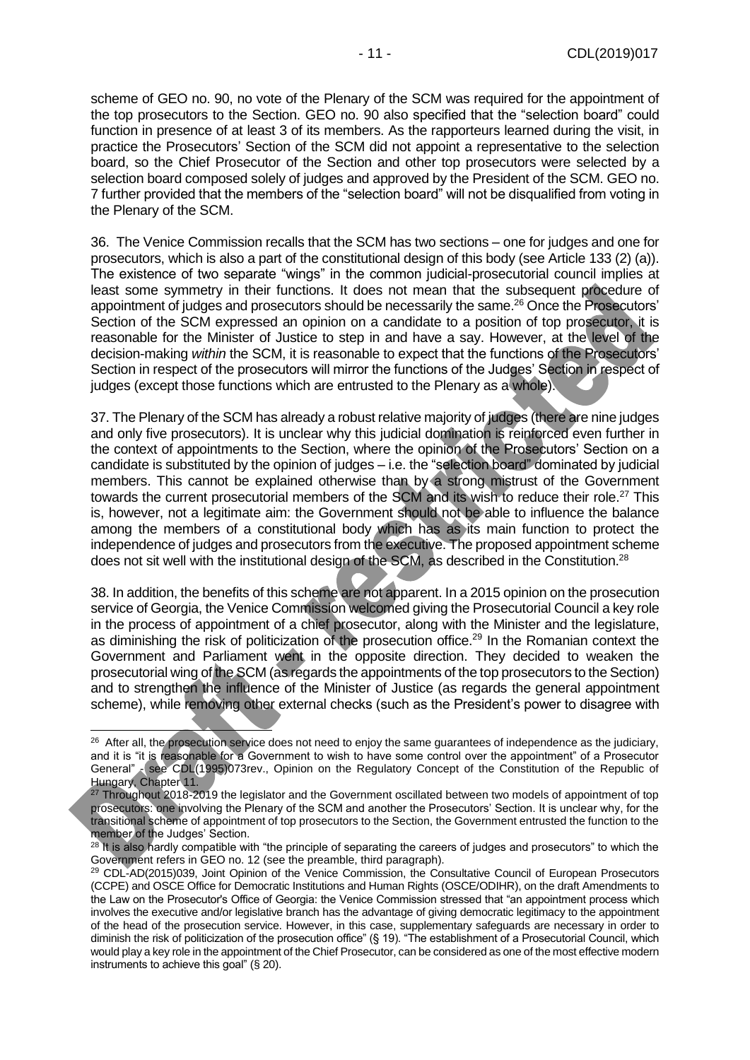scheme of GEO no. 90, no vote of the Plenary of the SCM was required for the appointment of the top prosecutors to the Section. GEO no. 90 also specified that the "selection board" could function in presence of at least 3 of its members. As the rapporteurs learned during the visit, in practice the Prosecutors' Section of the SCM did not appoint a representative to the selection board, so the Chief Prosecutor of the Section and other top prosecutors were selected by a selection board composed solely of judges and approved by the President of the SCM. GEO no. 7 further provided that the members of the "selection board" will not be disqualified from voting in the Plenary of the SCM.

36. The Venice Commission recalls that the SCM has two sections – one for judges and one for prosecutors, which is also a part of the constitutional design of this body (see Article 133 (2) (a)). The existence of two separate "wings" in the common judicial-prosecutorial council implies at least some symmetry in their functions. It does not mean that the subsequent procedure of appointment of judges and prosecutors should be necessarily the same.[26] Once the Prosecutors' Section of the SCM expressed an opinion on a candidate to a position of top prosecutor, it is reasonable for the Minister of Justice to step in and have a say. However, at the level of the decision-making *within* the SCM, it is reasonable to expect that the functions of the Prosecutors' Section in respect of the prosecutors will mirror the functions of the Judges' Section in respect of judges (except those functions which are entrusted to the Plenary as a whole).

37. The Plenary of the SCM has already a robust relative majority of judges (there are nine judges and only five prosecutors). It is unclear why this judicial domination is reinforced even further in the context of appointments to the Section, where the opinion of the Prosecutors' Section on a candidate is substituted by the opinion of judges – i.e. the "selection board" dominated by judicial members. This cannot be explained otherwise than by a strong mistrust of the Government towards the current prosecutorial members of the SCM and its wish to reduce their role.[27] This is, however, not a legitimate aim: the Government should not be able to influence the balance among the members of a constitutional body which has as its main function to protect the independence of judges and prosecutors from the executive. The proposed appointment scheme does not sit well with the institutional design of the SCM, as described in the Constitution.[28]

38. In addition, the benefits of this scheme are not apparent. In a 2015 opinion on the prosecution service of Georgia, the Venice Commission welcomed giving the Prosecutorial Council a key role in the process of appointment of a chief prosecutor, along with the Minister and the legislature, as diminishing the risk of politicization of the prosecution office.[29] In the Romanian context the Government and Parliament went in the opposite direction. They decided to weaken the prosecutorial wing of the SCM (as regards the appointments of the top prosecutors to the Section) and to strengthen the influence of the Minister of Justice (as regards the general appointment scheme), while removing other external checks (such as the President's power to disagree with

---

[26] After all, the prosecution service does not need to enjoy the same guarantees of independence as the judiciary, and it is "it is reasonable for a Government to wish to have some control over the appointment" of a Prosecutor General" - see CDL(1995)073rev., Opinion on the Regulatory Concept of the Constitution of the Republic of Hungary, Chapter 11.

[27] Throughout 2018-2019 the legislator and the Government oscillated between two models of appointment of top prosecutors: one involving the Plenary of the SCM and another the Prosecutors' Section. It is unclear why, for the transitional scheme of appointment of top prosecutors to the Section, the Government entrusted the function to the member of the Judges' Section.

[28] It is also hardly compatible with "the principle of separating the careers of judges and prosecutors" to which the Government refers in GEO no. 12 (see the preamble, third paragraph).

[29] CDL-AD(2015)039, Joint Opinion of the Venice Commission, the Consultative Council of European Prosecutors (CCPE) and OSCE Office for Democratic Institutions and Human Rights (OSCE/ODIHR), on the draft Amendments to the Law on the Prosecutor's Office of Georgia: the Venice Commission stressed that "an appointment process which involves the executive and/or legislative branch has the advantage of giving democratic legitimacy to the appointment of the head of the prosecution service. However, in this case, supplementary safeguards are necessary in order to diminish the risk of politicization of the prosecution office" (§ 19). "The establishment of a Prosecutorial Council, which would play a key role in the appointment of the Chief Prosecutor, can be considered as one of the most effective modern instruments to achieve this goal" (§ 20).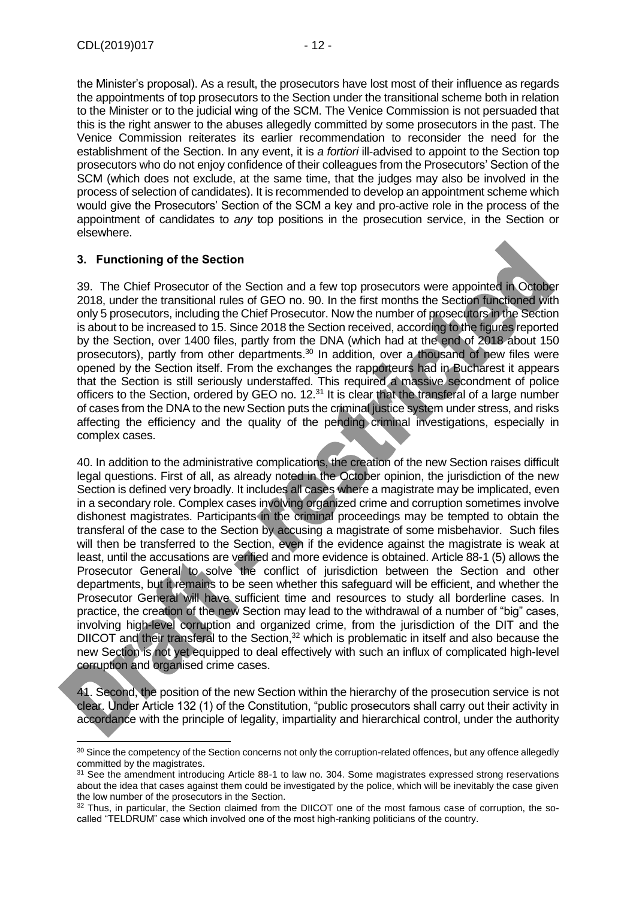the Minister's proposal). As a result, the prosecutors have lost most of their influence as regards the appointments of top prosecutors to the Section under the transitional scheme both in relation to the Minister or to the judicial wing of the SCM. The Venice Commission is not persuaded that this is the right answer to the abuses allegedly committed by some prosecutors in the past. The Venice Commission reiterates its earlier recommendation to reconsider the need for the establishment of the Section. In any event, it is *a fortiori* ill-advised to appoint to the Section top prosecutors who do not enjoy confidence of their colleagues from the Prosecutors' Section of the SCM (which does not exclude, at the same time, that the judges may also be involved in the process of selection of candidates). It is recommended to develop an appointment scheme which would give the Prosecutors' Section of the SCM a key and pro-active role in the process of the appointment of candidates to *any* top positions in the prosecution service, in the Section or elsewhere.

### 3. Functioning of the Section

39. The Chief Prosecutor of the Section and a few top prosecutors were appointed in October 2018, under the transitional rules of GEO no. 90. In the first months the Section functioned with only 5 prosecutors, including the Chief Prosecutor. Now the number of prosecutors in the Section is about to be increased to 15. Since 2018 the Section received, according to the figures reported by the Section, over 1400 files, partly from the DNA (which had at the end of 2018 about 150 prosecutors), partly from other departments.[30] In addition, over a thousand of new files were opened by the Section itself. From the exchanges the rapporteurs had in Bucharest it appears that the Section is still seriously understaffed. This required a massive secondment of police officers to the Section, ordered by GEO no. 12.[31] It is clear that the transferal of a large number of cases from the DNA to the new Section puts the criminal justice system under stress, and risks affecting the efficiency and the quality of the pending criminal investigations, especially in complex cases.

40. In addition to the administrative complications, the creation of the new Section raises difficult legal questions. First of all, as already noted in the October opinion, the jurisdiction of the new Section is defined very broadly. It includes all cases where a magistrate may be implicated, even in a secondary role. Complex cases involving organized crime and corruption sometimes involve dishonest magistrates. Participants in the criminal proceedings may be tempted to obtain the transferal of the case to the Section by accusing a magistrate of some misbehavior. Such files will then be transferred to the Section, even if the evidence against the magistrate is weak at least, until the accusations are verified and more evidence is obtained. Article 88-1 (5) allows the Prosecutor General to solve the conflict of jurisdiction between the Section and other departments, but it remains to be seen whether this safeguard will be efficient, and whether the Prosecutor General will have sufficient time and resources to study all borderline cases. In practice, the creation of the new Section may lead to the withdrawal of a number of "big" cases, involving high-level corruption and organized crime, from the jurisdiction of the DIT and the DIICOT and their transferal to the Section,[32] which is problematic in itself and also because the new Section is not yet equipped to deal effectively with such an influx of complicated high-level corruption and organised crime cases.

41. Second, the position of the new Section within the hierarchy of the prosecution service is not clear. Under Article 132 (1) of the Constitution, "public prosecutors shall carry out their activity in accordance with the principle of legality, impartiality and hierarchical control, under the authority

---

[30] Since the competency of the Section concerns not only the corruption-related offences, but any offence allegedly committed by the magistrates.

[31] See the amendment introducing Article 88-1 to law no. 304. Some magistrates expressed strong reservations about the idea that cases against them could be investigated by the police, which will be inevitably the case given the low number of the prosecutors in the Section.

[32] Thus, in particular, the Section claimed from the DIICOT one of the most famous case of corruption, the so-called "TELDRUM" case which involved one of the most high-ranking politicians of the country.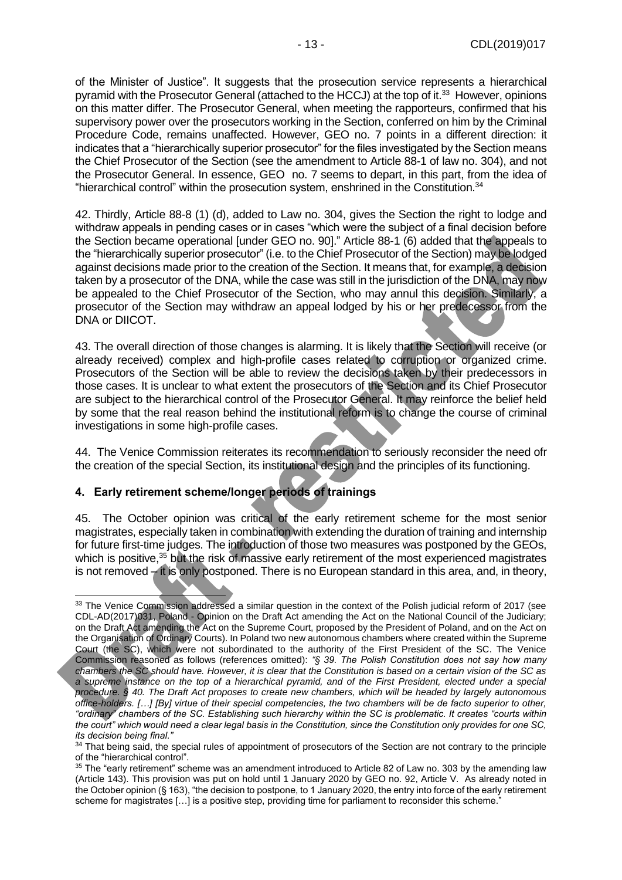of the Minister of Justice". It suggests that the prosecution service represents a hierarchical pyramid with the Prosecutor General (attached to the HCCJ) at the top of it.[33] However, opinions on this matter differ. The Prosecutor General, when meeting the rapporteurs, confirmed that his supervisory power over the prosecutors working in the Section, conferred on him by the Criminal Procedure Code, remains unaffected. However, GEO no. 7 points in a different direction: it indicates that a "hierarchically superior prosecutor" for the files investigated by the Section means the Chief Prosecutor of the Section (see the amendment to Article 88-1 of law no. 304), and not the Prosecutor General. In essence, GEO no. 7 seems to depart, in this part, from the idea of "hierarchical control" within the prosecution system, enshrined in the Constitution.[34]

42. Thirdly, Article 88-8 (1) (d), added to Law no. 304, gives the Section the right to lodge and withdraw appeals in pending cases or in cases "which were the subject of a final decision before the Section became operational [under GEO no. 90]." Article 88-1 (6) added that the appeals to the "hierarchically superior prosecutor" (i.e. to the Chief Prosecutor of the Section) may be lodged against decisions made prior to the creation of the Section. It means that, for example, a decision taken by a prosecutor of the DNA, while the case was still in the jurisdiction of the DNA, may now be appealed to the Chief Prosecutor of the Section, who may annul this decision. Similarly, a prosecutor of the Section may withdraw an appeal lodged by his or her predecessor from the DNA or DIICOT.

43. The overall direction of those changes is alarming. It is likely that the Section will receive (or already received) complex and high-profile cases related to corruption or organized crime. Prosecutors of the Section will be able to review the decisions taken by their predecessors in those cases. It is unclear to what extent the prosecutors of the Section and its Chief Prosecutor are subject to the hierarchical control of the Prosecutor General. It may reinforce the belief held by some that the real reason behind the institutional reform is to change the course of criminal investigations in some high-profile cases.

44. The Venice Commission reiterates its recommendation to seriously reconsider the need ofr the creation of the special Section, its institutional design and the principles of its functioning.

### 4. Early retirement scheme/longer periods of trainings

45. The October opinion was critical of the early retirement scheme for the most senior magistrates, especially taken in combination with extending the duration of training and internship for future first-time judges. The introduction of those two measures was postponed by the GEOs, which is positive,[35] but the risk of massive early retirement of the most experienced magistrates is not removed – it is only postponed. There is no European standard in this area, and, in theory,

---

[33] The Venice Commission addressed a similar question in the context of the Polish judicial reform of 2017 (see CDL-AD(2017)031, Poland - Opinion on the Draft Act amending the Act on the National Council of the Judiciary; on the Draft Act amending the Act on the Supreme Court, proposed by the President of Poland, and on the Act on the Organisation of Ordinary Courts). In Poland two new autonomous chambers where created within the Supreme Court (the SC), which were not subordinated to the authority of the First President of the SC. The Venice Commission reasoned as follows (references omitted): *"§ 39. The Polish Constitution does not say how many chambers the SC should have. However, it is clear that the Constitution is based on a certain vision of the SC as a supreme instance on the top of a hierarchical pyramid, and of the First President, elected under a special procedure. § 40. The Draft Act proposes to create new chambers, which will be headed by largely autonomous office-holders. […] [By] virtue of their special competencies, the two chambers will be de facto superior to other, "ordinary" chambers of the SC. Establishing such hierarchy within the SC is problematic. It creates "courts within the court" which would need a clear legal basis in the Constitution, since the Constitution only provides for one SC, its decision being final."*

[34] That being said, the special rules of appointment of prosecutors of the Section are not contrary to the principle of the "hierarchical control".

[35] The "early retirement" scheme was an amendment introduced to Article 82 of Law no. 303 by the amending law (Article 143). This provision was put on hold until 1 January 2020 by GEO no. 92, Article V. As already noted in the October opinion (§ 163), "the decision to postpone, to 1 January 2020, the entry into force of the early retirement scheme for magistrates […] is a positive step, providing time for parliament to reconsider this scheme."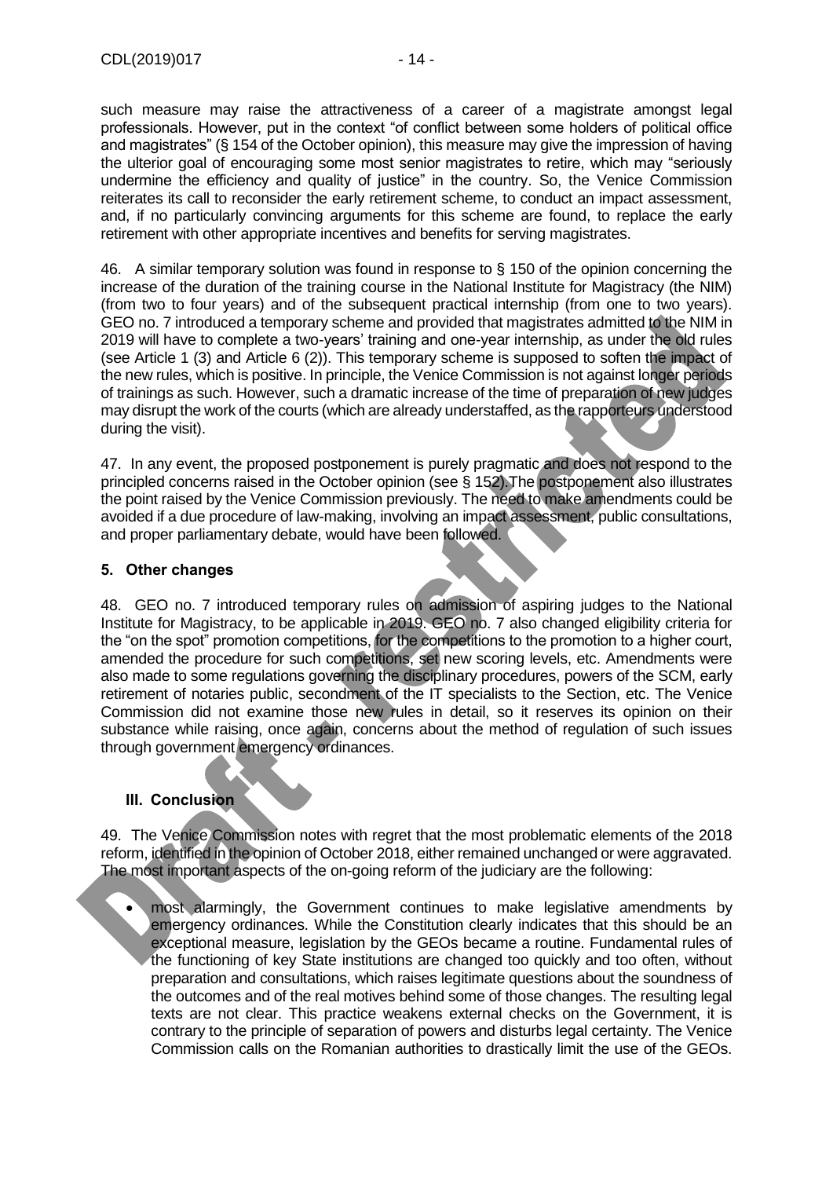such measure may raise the attractiveness of a career of a magistrate amongst legal professionals. However, put in the context "of conflict between some holders of political office and magistrates" (§ 154 of the October opinion), this measure may give the impression of having the ulterior goal of encouraging some most senior magistrates to retire, which may "seriously undermine the efficiency and quality of justice" in the country. So, the Venice Commission reiterates its call to reconsider the early retirement scheme, to conduct an impact assessment, and, if no particularly convincing arguments for this scheme are found, to replace the early retirement with other appropriate incentives and benefits for serving magistrates.

46. A similar temporary solution was found in response to § 150 of the opinion concerning the increase of the duration of the training course in the National Institute for Magistracy (the NIM) (from two to four years) and of the subsequent practical internship (from one to two years). GEO no. 7 introduced a temporary scheme and provided that magistrates admitted to the NIM in 2019 will have to complete a two-years' training and one-year internship, as under the old rules (see Article 1 (3) and Article 6 (2)). This temporary scheme is supposed to soften the impact of the new rules, which is positive. In principle, the Venice Commission is not against longer periods of trainings as such. However, such a dramatic increase of the time of preparation of new judges may disrupt the work of the courts (which are already understaffed, as the rapporteurs understood during the visit).

47. In any event, the proposed postponement is purely pragmatic and does not respond to the principled concerns raised in the October opinion (see § 152). The postponement also illustrates the point raised by the Venice Commission previously. The need to make amendments could be avoided if a due procedure of law-making, involving an impact assessment, public consultations, and proper parliamentary debate, would have been followed.

### 5. Other changes

48. GEO no. 7 introduced temporary rules on admission of aspiring judges to the National Institute for Magistracy, to be applicable in 2019. GEO no. 7 also changed eligibility criteria for the "on the spot" promotion competitions, for the competitions to the promotion to a higher court, amended the procedure for such competitions, set new scoring levels, etc. Amendments were also made to some regulations governing the disciplinary procedures, powers of the SCM, early retirement of notaries public, secondment of the IT specialists to the Section, etc. The Venice Commission did not examine those new rules in detail, so it reserves its opinion on their substance while raising, once again, concerns about the method of regulation of such issues through government emergency ordinances.

## III. Conclusion

49. The Venice Commission notes with regret that the most problematic elements of the 2018 reform, identified in the opinion of October 2018, either remained unchanged or were aggravated. The most important aspects of the on-going reform of the judiciary are the following:

- most alarmingly, the Government continues to make legislative amendments by emergency ordinances. While the Constitution clearly indicates that this should be an exceptional measure, legislation by the GEOs became a routine. Fundamental rules of the functioning of key State institutions are changed too quickly and too often, without preparation and consultations, which raises legitimate questions about the soundness of the outcomes and of the real motives behind some of those changes. The resulting legal texts are not clear. This practice weakens external checks on the Government, it is contrary to the principle of separation of powers and disturbs legal certainty. The Venice Commission calls on the Romanian authorities to drastically limit the use of the GEOs.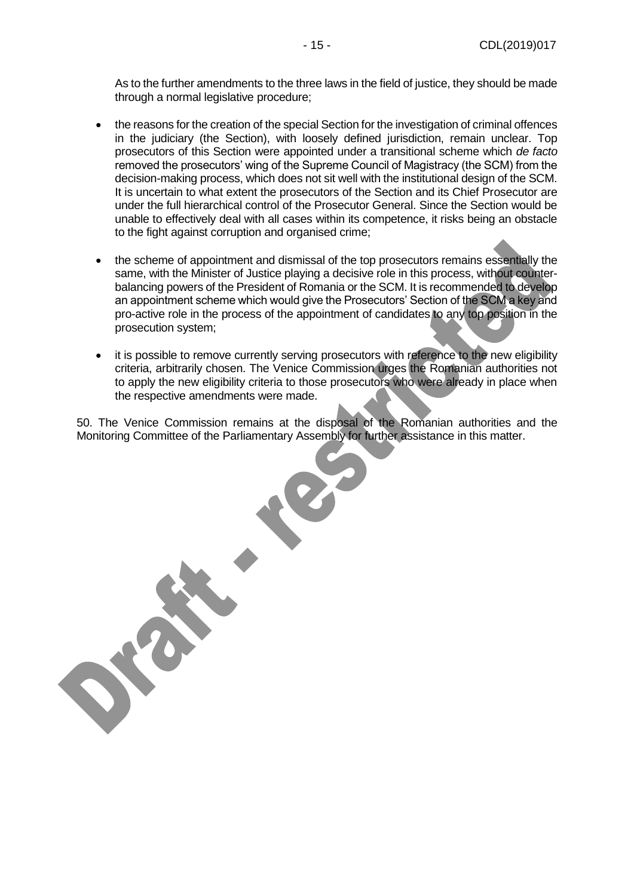As to the further amendments to the three laws in the field of justice, they should be made through a normal legislative procedure;

- the reasons for the creation of the special Section for the investigation of criminal offences in the judiciary (the Section), with loosely defined jurisdiction, remain unclear. Top prosecutors of this Section were appointed under a transitional scheme which *de facto* removed the prosecutors' wing of the Supreme Council of Magistracy (the SCM) from the decision-making process, which does not sit well with the institutional design of the SCM. It is uncertain to what extent the prosecutors of the Section and its Chief Prosecutor are under the full hierarchical control of the Prosecutor General. Since the Section would be unable to effectively deal with all cases within its competence, it risks being an obstacle to the fight against corruption and organised crime;

- the scheme of appointment and dismissal of the top prosecutors remains essentially the same, with the Minister of Justice playing a decisive role in this process, without counter-balancing powers of the President of Romania or the SCM. It is recommended to develop an appointment scheme which would give the Prosecutors' Section of the SCM a key and pro-active role in the process of the appointment of candidates to any top position in the prosecution system;

- it is possible to remove currently serving prosecutors with reference to the new eligibility criteria, arbitrarily chosen. The Venice Commission urges the Romanian authorities not to apply the new eligibility criteria to those prosecutors who were already in place when the respective amendments were made.

50. The Venice Commission remains at the disposal of the Romanian authorities and the Monitoring Committee of the Parliamentary Assembly for further assistance in this matter.